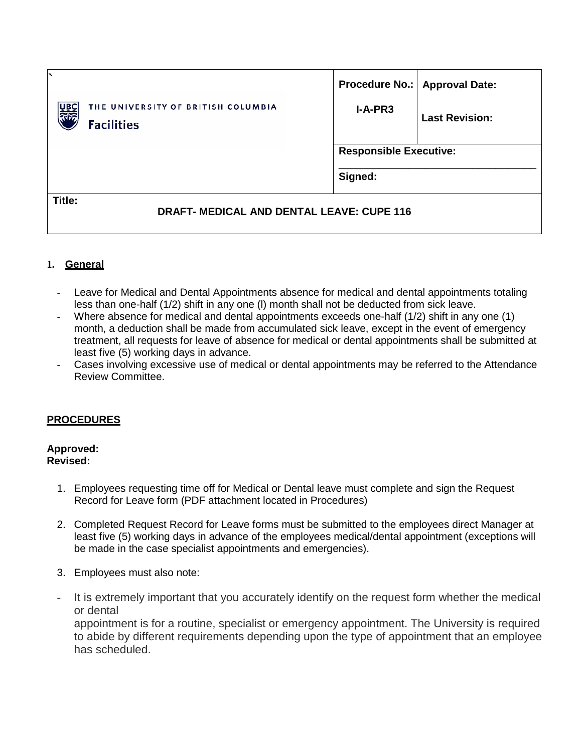| THE UNIVERSITY OF BRITISH COLUMBIA Facilities | Procedure No.: I-A-PR3 | Approval Date: Last Revision: |
|---|---|---|
| | Responsible Executive: Signed: | |
| Title: DRAFT- MEDICAL AND DENTAL LEAVE: CUPE 116 | | |

## 1. General

- Leave for Medical and Dental Appointments absence for medical and dental appointments totaling less than one-half (1/2) shift in any one (l) month shall not be deducted from sick leave.
- Where absence for medical and dental appointments exceeds one-half (1/2) shift in any one (1) month, a deduction shall be made from accumulated sick leave, except in the event of emergency treatment, all requests for leave of absence for medical or dental appointments shall be submitted at least five (5) working days in advance.
- Cases involving excessive use of medical or dental appointments may be referred to the Attendance Review Committee.

## PROCEDURES

**Approved:**
**Revised:**

1. Employees requesting time off for Medical or Dental leave must complete and sign the Request Record for Leave form (PDF attachment located in Procedures)

2. Completed Request Record for Leave forms must be submitted to the employees direct Manager at least five (5) working days in advance of the employees medical/dental appointment (exceptions will be made in the case specialist appointments and emergencies).

3. Employees must also note:

- It is extremely important that you accurately identify on the request form whether the medical or dental appointment is for a routine, specialist or emergency appointment. The University is required to abide by different requirements depending upon the type of appointment that an employee has scheduled.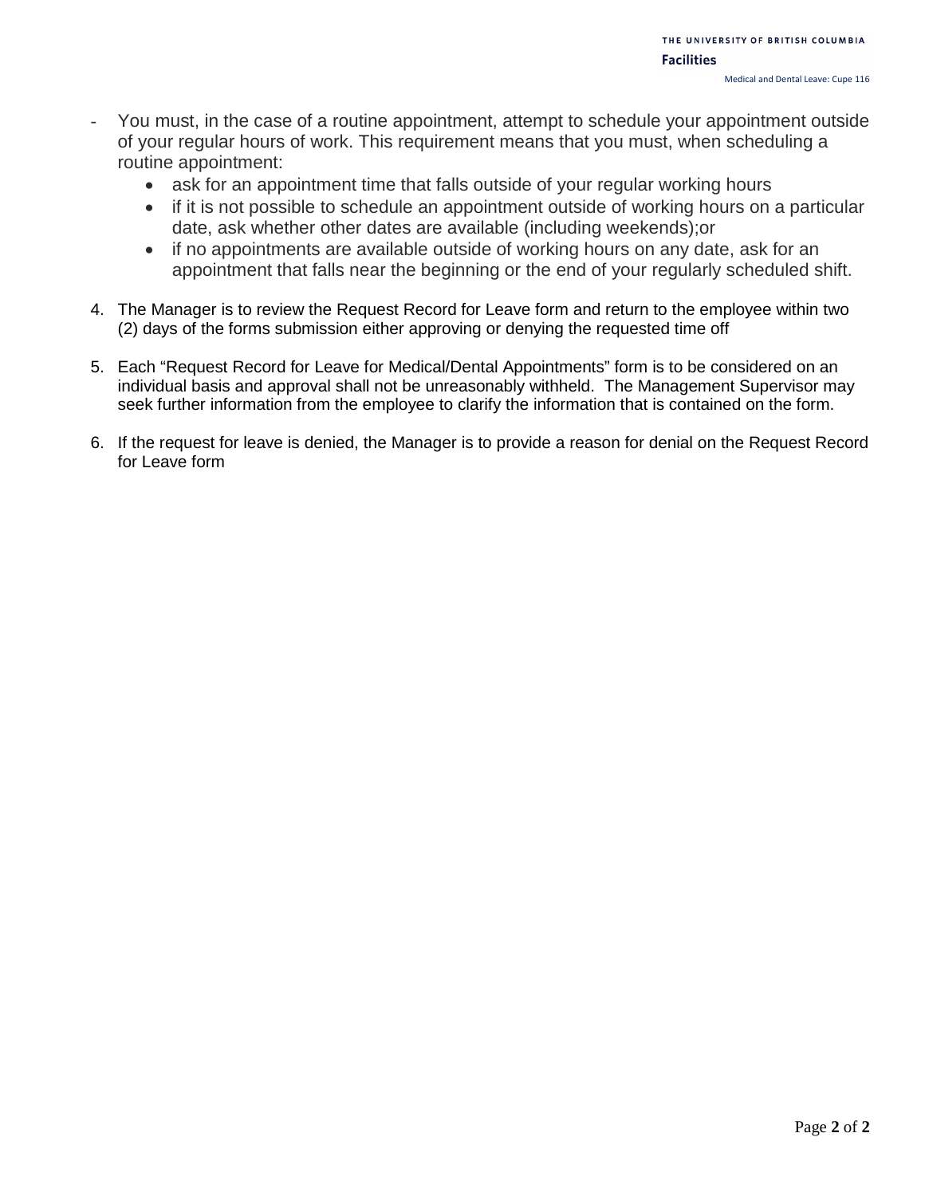- You must, in the case of a routine appointment, attempt to schedule your appointment outside of your regular hours of work. This requirement means that you must, when scheduling a routine appointment:
    - ask for an appointment time that falls outside of your regular working hours
    - if it is not possible to schedule an appointment outside of working hours on a particular date, ask whether other dates are available (including weekends);or
    - if no appointments are available outside of working hours on any date, ask for an appointment that falls near the beginning or the end of your regularly scheduled shift.

4. The Manager is to review the Request Record for Leave form and return to the employee within two (2) days of the forms submission either approving or denying the requested time off

5. Each “Request Record for Leave for Medical/Dental Appointments” form is to be considered on an individual basis and approval shall not be unreasonably withheld. The Management Supervisor may seek further information from the employee to clarify the information that is contained on the form.

6. If the request for leave is denied, the Manager is to provide a reason for denial on the Request Record for Leave form